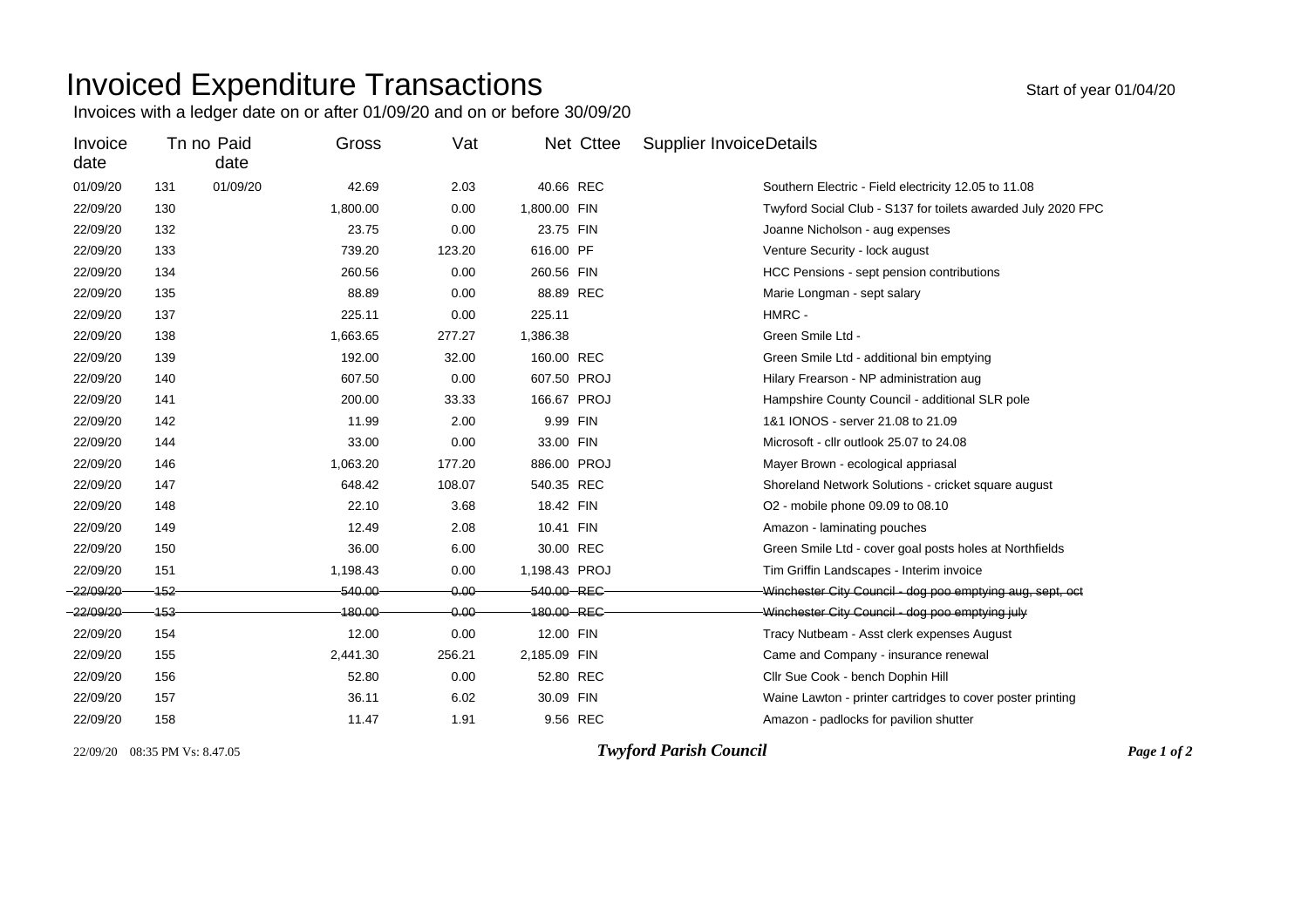# Invoiced Expenditure Transactions

Start of year 01/04/20

Invoices with a ledger date on or after 01/09/20 and on or before 30/09/20

| Invoice date | Tn no | Paid date | Gross | Vat | Net | Cttee | Supplier Invoice | Details |
|---|---|---|---|---|---|---|---|---|
| 01/09/20 | 131 | 01/09/20 | 42.69 | 2.03 | 40.66 | REC | | Southern Electric - Field electricity 12.05 to 11.08 |
| 22/09/20 | 130 | | 1,800.00 | 0.00 | 1,800.00 | FIN | | Twyford Social Club - S137 for toilets awarded July 2020 FPC |
| 22/09/20 | 132 | | 23.75 | 0.00 | 23.75 | FIN | | Joanne Nicholson - aug expenses |
| 22/09/20 | 133 | | 739.20 | 123.20 | 616.00 | PF | | Venture Security - lock august |
| 22/09/20 | 134 | | 260.56 | 0.00 | 260.56 | FIN | | HCC Pensions - sept pension contributions |
| 22/09/20 | 135 | | 88.89 | 0.00 | 88.89 | REC | | Marie Longman - sept salary |
| 22/09/20 | 137 | | 225.11 | 0.00 | 225.11 | | | HMRC - |
| 22/09/20 | 138 | | 1,663.65 | 277.27 | 1,386.38 | | | Green Smile Ltd - |
| 22/09/20 | 139 | | 192.00 | 32.00 | 160.00 | REC | | Green Smile Ltd - additional bin emptying |
| 22/09/20 | 140 | | 607.50 | 0.00 | 607.50 | PROJ | | Hilary Frearson - NP administration aug |
| 22/09/20 | 141 | | 200.00 | 33.33 | 166.67 | PROJ | | Hampshire County Council - additional SLR pole |
| 22/09/20 | 142 | | 11.99 | 2.00 | 9.99 | FIN | | 1&1 IONOS - server 21.08 to 21.09 |
| 22/09/20 | 144 | | 33.00 | 0.00 | 33.00 | FIN | | Microsoft - cllr outlook 25.07 to 24.08 |
| 22/09/20 | 146 | | 1,063.20 | 177.20 | 886.00 | PROJ | | Mayer Brown - ecological appriasal |
| 22/09/20 | 147 | | 648.42 | 108.07 | 540.35 | REC | | Shoreland Network Solutions - cricket square august |
| 22/09/20 | 148 | | 22.10 | 3.68 | 18.42 | FIN | | O2 - mobile phone 09.09 to 08.10 |
| 22/09/20 | 149 | | 12.49 | 2.08 | 10.41 | FIN | | Amazon - laminating pouches |
| 22/09/20 | 150 | | 36.00 | 6.00 | 30.00 | REC | | Green Smile Ltd - cover goal posts holes at Northfields |
| 22/09/20 | 151 | | 1,198.43 | 0.00 | 1,198.43 | PROJ | | Tim Griffin Landscapes - Interim invoice |
| ~~22/09/20~~ | ~~152~~ | | ~~540.00~~ | ~~0.00~~ | ~~540.00~~ | ~~REC~~ | | ~~Winchester City Council - dog poo emptying aug, sept, oct~~ |
| ~~22/09/20~~ | ~~153~~ | | ~~180.00~~ | ~~0.00~~ | ~~180.00~~ | ~~REC~~ | | ~~Winchester City Council - dog poo emptying july~~ |
| 22/09/20 | 154 | | 12.00 | 0.00 | 12.00 | FIN | | Tracy Nutbeam - Asst clerk expenses August |
| 22/09/20 | 155 | | 2,441.30 | 256.21 | 2,185.09 | FIN | | Came and Company - insurance renewal |
| 22/09/20 | 156 | | 52.80 | 0.00 | 52.80 | REC | | Cllr Sue Cook - bench Dophin Hill |
| 22/09/20 | 157 | | 36.11 | 6.02 | 30.09 | FIN | | Waine Lawton - printer cartridges to cover poster printing |
| 22/09/20 | 158 | | 11.47 | 1.91 | 9.56 | REC | | Amazon - padlocks for pavilion shutter |

22/09/20 08:35 PM Vs: 8.47.05 ***Twyford Parish Council***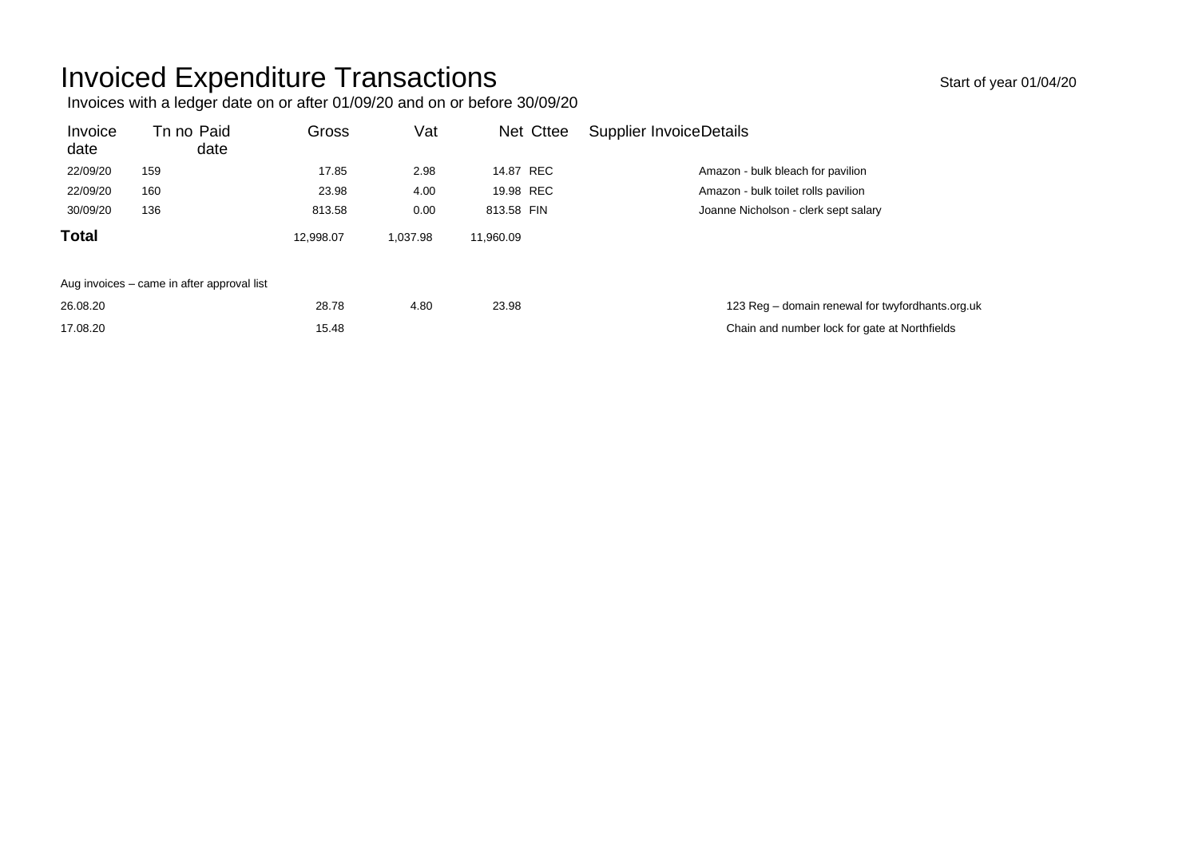# Invoiced Expenditure Transactions

Start of year 01/04/20

Invoices with a ledger date on or after 01/09/20 and on or before 30/09/20

| Invoice date | Tn no | Paid date | Gross | Vat | Net | Cttee | Supplier | Invoice | Details |
|---|---|---|---|---|---|---|---|---|---|
| 22/09/20 | 159 | | 17.85 | 2.98 | 14.87 | REC | | | Amazon - bulk bleach for pavilion |
| 22/09/20 | 160 | | 23.98 | 4.00 | 19.98 | REC | | | Amazon - bulk toilet rolls pavilion |
| 30/09/20 | 136 | | 813.58 | 0.00 | 813.58 | FIN | | | Joanne Nicholson - clerk sept salary |
| **Total** | | | 12,998.07 | 1,037.98 | 11,960.09 | | | | |

Aug invoices – came in after approval list

| Date | Gross | Vat | Net | Details |
|---|---|---|---|---|
| 26.08.20 | 28.78 | 4.80 | 23.98 | 123 Reg – domain renewal for twyfordhants.org.uk |
| 17.08.20 | 15.48 | | | Chain and number lock for gate at Northfields |